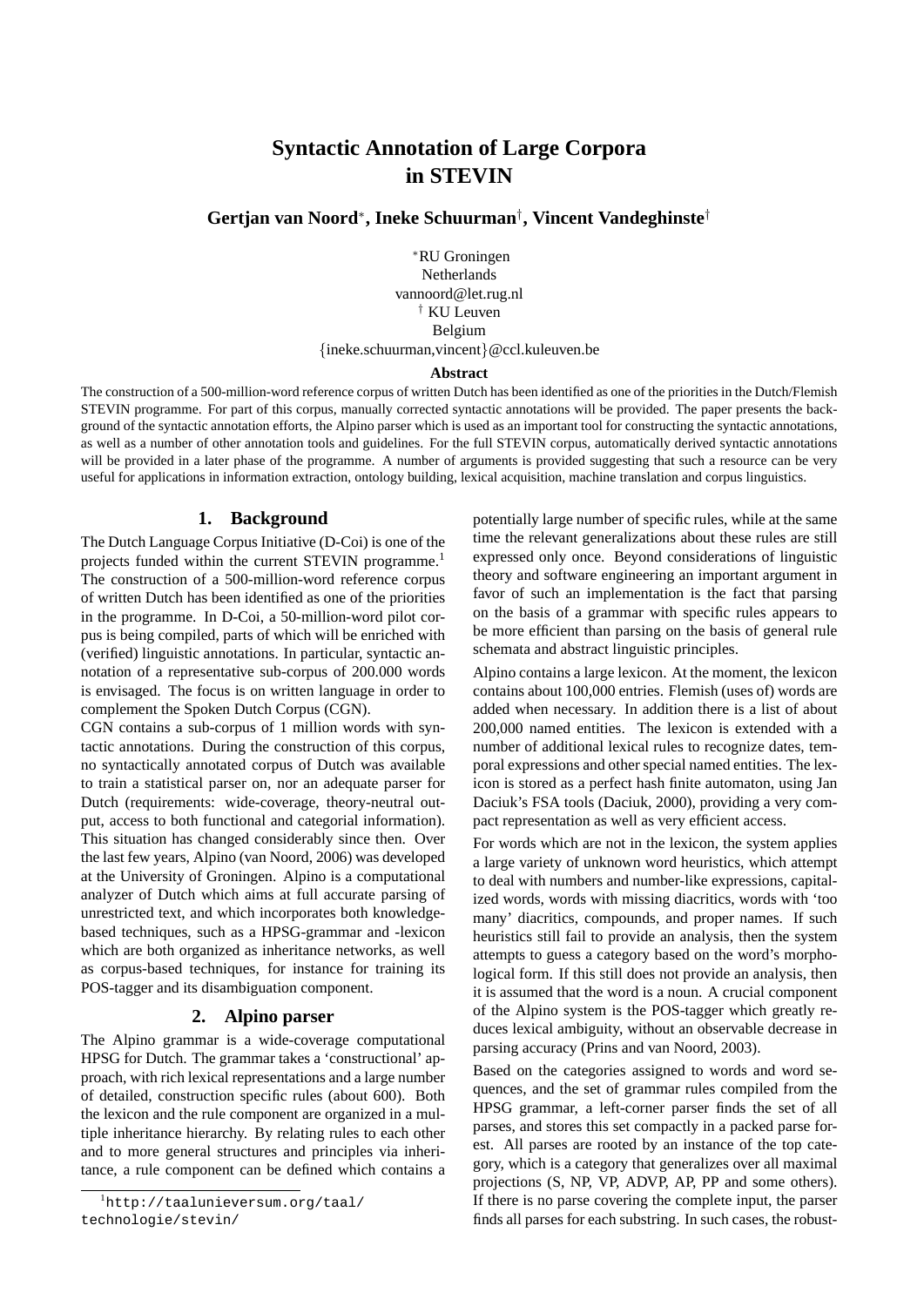# Syntactic Annotation of Large Corpora in STEVIN

**Gertjan van Noord**[*]**, Ineke Schuurman**[†]**, Vincent Vandeghinste**[†]

[*]RU Groningen
Netherlands
vannoord@let.rug.nl
[†] KU Leuven
Belgium
{ineke.schuurman,vincent}@ccl.kuleuven.be

**Abstract**

The construction of a 500-million-word reference corpus of written Dutch has been identified as one of the priorities in the Dutch/Flemish STEVIN programme. For part of this corpus, manually corrected syntactic annotations will be provided. The paper presents the background of the syntactic annotation efforts, the Alpino parser which is used as an important tool for constructing the syntactic annotations, as well as a number of other annotation tools and guidelines. For the full STEVIN corpus, automatically derived syntactic annotations will be provided in a later phase of the programme. A number of arguments is provided suggesting that such a resource can be very useful for applications in information extraction, ontology building, lexical acquisition, machine translation and corpus linguistics.

## 1. Background

The Dutch Language Corpus Initiative (D-Coi) is one of the projects funded within the current STEVIN programme.[1] The construction of a 500-million-word reference corpus of written Dutch has been identified as one of the priorities in the programme. In D-Coi, a 50-million-word pilot corpus is being compiled, parts of which will be enriched with (verified) linguistic annotations. In particular, syntactic annotation of a representative sub-corpus of 200.000 words is envisaged. The focus is on written language in order to complement the Spoken Dutch Corpus (CGN).

CGN contains a sub-corpus of 1 million words with syntactic annotations. During the construction of this corpus, no syntactically annotated corpus of Dutch was available to train a statistical parser on, nor an adequate parser for Dutch (requirements: wide-coverage, theory-neutral output, access to both functional and categorial information). This situation has changed considerably since then. Over the last few years, Alpino (van Noord, 2006) was developed at the University of Groningen. Alpino is a computational analyzer of Dutch which aims at full accurate parsing of unrestricted text, and which incorporates both knowledge-based techniques, such as a HPSG-grammar and -lexicon which are both organized as inheritance networks, as well as corpus-based techniques, for instance for training its POS-tagger and its disambiguation component.

## 2. Alpino parser

The Alpino grammar is a wide-coverage computational HPSG for Dutch. The grammar takes a 'constructional' approach, with rich lexical representations and a large number of detailed, construction specific rules (about 600). Both the lexicon and the rule component are organized in a multiple inheritance hierarchy. By relating rules to each other and to more general structures and principles via inheritance, a rule component can be defined which contains a potentially large number of specific rules, while at the same time the relevant generalizations about these rules are still expressed only once. Beyond considerations of linguistic theory and software engineering an important argument in favor of such an implementation is the fact that parsing on the basis of a grammar with specific rules appears to be more efficient than parsing on the basis of general rule schemata and abstract linguistic principles.

Alpino contains a large lexicon. At the moment, the lexicon contains about 100,000 entries. Flemish (uses of) words are added when necessary. In addition there is a list of about 200,000 named entities. The lexicon is extended with a number of additional lexical rules to recognize dates, temporal expressions and other special named entities. The lexicon is stored as a perfect hash finite automaton, using Jan Daciuk's FSA tools (Daciuk, 2000), providing a very compact representation as well as very efficient access.

For words which are not in the lexicon, the system applies a large variety of unknown word heuristics, which attempt to deal with numbers and number-like expressions, capitalized words, words with missing diacritics, words with 'too many' diacritics, compounds, and proper names. If such heuristics still fail to provide an analysis, then the system attempts to guess a category based on the word's morphological form. If this still does not provide an analysis, then it is assumed that the word is a noun. A crucial component of the Alpino system is the POS-tagger which greatly reduces lexical ambiguity, without an observable decrease in parsing accuracy (Prins and van Noord, 2003).

Based on the categories assigned to words and word sequences, and the set of grammar rules compiled from the HPSG grammar, a left-corner parser finds the set of all parses, and stores this set compactly in a packed parse forest. All parses are rooted by an instance of the top category, which is a category that generalizes over all maximal projections (S, NP, VP, ADVP, AP, PP and some others). If there is no parse covering the complete input, the parser finds all parses for each substring. In such cases, the robust-

[1] http://taalunieversum.org/taal/technologie/stevin/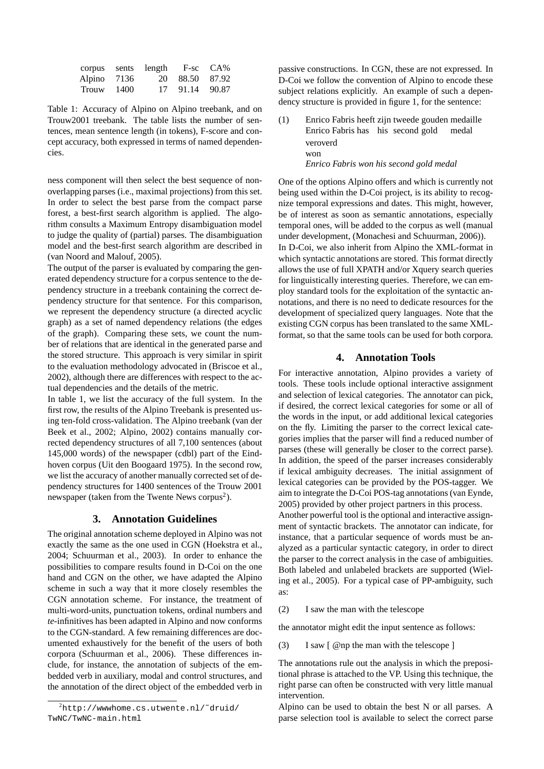| corpus | sents | length | F-sc | CA% |
|---|---|---|---|---|
| Alpino | 7136 | 20 | 88.50 | 87.92 |
| Trouw | 1400 | 17 | 91.14 | 90.87 |

Table 1: Accuracy of Alpino on Alpino treebank, and on Trouw2001 treebank. The table lists the number of sentences, mean sentence length (in tokens), F-score and concept accuracy, both expressed in terms of named dependencies.

ness component will then select the best sequence of non-overlapping parses (i.e., maximal projections) from this set. In order to select the best parse from the compact parse forest, a best-first search algorithm is applied. The algorithm consults a Maximum Entropy disambiguation model to judge the quality of (partial) parses. The disambiguation model and the best-first search algorithm are described in (van Noord and Malouf, 2005).

The output of the parser is evaluated by comparing the generated dependency structure for a corpus sentence to the dependency structure in a treebank containing the correct dependency structure for that sentence. For this comparison, we represent the dependency structure (a directed acyclic graph) as a set of named dependency relations (the edges of the graph). Comparing these sets, we count the number of relations that are identical in the generated parse and the stored structure. This approach is very similar in spirit to the evaluation methodology advocated in (Briscoe et al., 2002), although there are differences with respect to the actual dependencies and the details of the metric.

In table 1, we list the accuracy of the full system. In the first row, the results of the Alpino Treebank is presented using ten-fold cross-validation. The Alpino treebank (van der Beek et al., 2002; Alpino, 2002) contains manually corrected dependency structures of all 7,100 sentences (about 145,000 words) of the newspaper (cdbl) part of the Eindhoven corpus (Uit den Boogaard 1975). In the second row, we list the accuracy of another manually corrected set of dependency structures for 1400 sentences of the Trouw 2001 newspaper (taken from the Twente News corpus[2]).

## 3. Annotation Guidelines

The original annotation scheme deployed in Alpino was not exactly the same as the one used in CGN (Hoekstra et al., 2004; Schuurman et al., 2003). In order to enhance the possibilities to compare results found in D-Coi on the one hand and CGN on the other, we have adapted the Alpino scheme in such a way that it more closely resembles the CGN annotation scheme. For instance, the treatment of multi-word-units, punctuation tokens, ordinal numbers and *te*-infinitives has been adapted in Alpino and now conforms to the CGN-standard. A few remaining differences are documented exhaustively for the benefit of the users of both corpora (Schuurman et al., 2006). These differences include, for instance, the annotation of subjects of the embedded verb in auxiliary, modal and control structures, and the annotation of the direct object of the embedded verb in passive constructions. In CGN, these are not expressed. In D-Coi we follow the convention of Alpino to encode these subject relations explicitly. An example of such a dependency structure is provided in figure 1, for the sentence:

(1) Enrico Fabris heeft zijn tweede gouden medaille veroverd
Enrico Fabris has his second gold medal won
*Enrico Fabris won his second gold medal*

One of the options Alpino offers and which is currently not being used within the D-Coi project, is its ability to recognize temporal expressions and dates. This might, however, be of interest as soon as semantic annotations, especially temporal ones, will be added to the corpus as well (manual under development, (Monachesi and Schuurman, 2006)).

In D-Coi, we also inherit from Alpino the XML-format in which syntactic annotations are stored. This format directly allows the use of full XPATH and/or Xquery search queries for linguistically interesting queries. Therefore, we can employ standard tools for the exploitation of the syntactic annotations, and there is no need to dedicate resources for the development of specialized query languages. Note that the existing CGN corpus has been translated to the same XML-format, so that the same tools can be used for both corpora.

## 4. Annotation Tools

For interactive annotation, Alpino provides a variety of tools. These tools include optional interactive assignment and selection of lexical categories. The annotator can pick, if desired, the correct lexical categories for some or all of the words in the input, or add additional lexical categories on the fly. Limiting the parser to the correct lexical categories implies that the parser will find a reduced number of parses (these will generally be closer to the correct parse). In addition, the speed of the parser increases considerably if lexical ambiguity decreases. The initial assignment of lexical categories can be provided by the POS-tagger. We aim to integrate the D-Coi POS-tag annotations (van Eynde, 2005) provided by other project partners in this process.

Another powerful tool is the optional and interactive assignment of syntactic brackets. The annotator can indicate, for instance, that a particular sequence of words must be analyzed as a particular syntactic category, in order to direct the parser to the correct analysis in the case of ambiguities. Both labeled and unlabeled brackets are supported (Wieling et al., 2005). For a typical case of PP-ambiguity, such as:

(2) I saw the man with the telescope

the annotator might edit the input sentence as follows:

(3) I saw [ @np the man with the telescope ]

The annotations rule out the analysis in which the prepositional phrase is attached to the VP. Using this technique, the right parse can often be constructed with very little manual intervention.

Alpino can be used to obtain the best N or all parses. A parse selection tool is available to select the correct parse

[2] http://wwwhome.cs.utwente.nl/~druid/TwNC/TwNC-main.html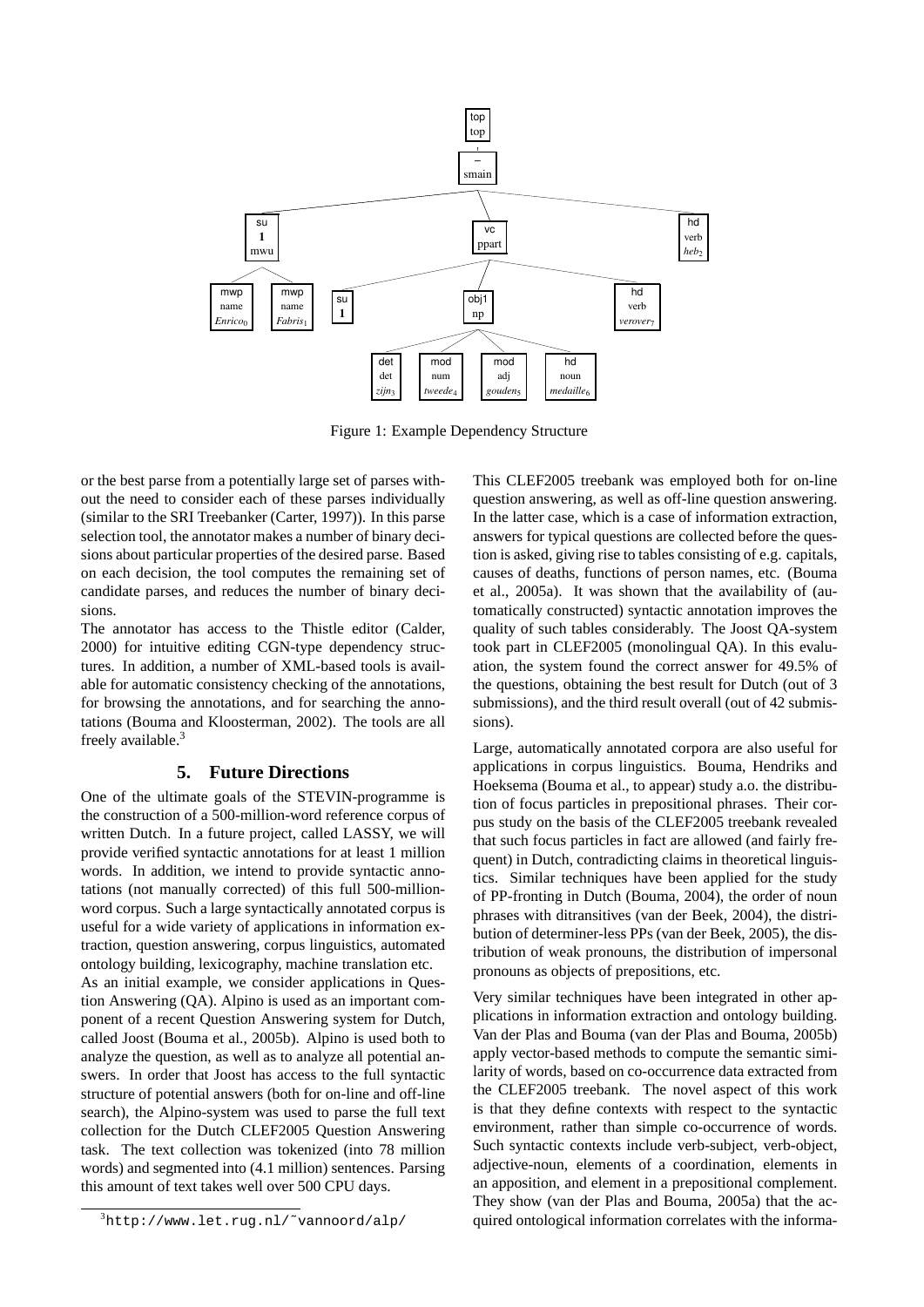Figure 1: Example Dependency Structure

or the best parse from a potentially large set of parses without the need to consider each of these parses individually (similar to the SRI Treebanker (Carter, 1997)). In this parse selection tool, the annotator makes a number of binary decisions about particular properties of the desired parse. Based on each decision, the tool computes the remaining set of candidate parses, and reduces the number of binary decisions.

The annotator has access to the Thistle editor (Calder, 2000) for intuitive editing CGN-type dependency structures. In addition, a number of XML-based tools is available for automatic consistency checking of the annotations, for browsing the annotations, and for searching the annotations (Bouma and Kloosterman, 2002). The tools are all freely available.[3]

## 5. Future Directions

One of the ultimate goals of the STEVIN-programme is the construction of a 500-million-word reference corpus of written Dutch. In a future project, called LASSY, we will provide verified syntactic annotations for at least 1 million words. In addition, we intend to provide syntactic annotations (not manually corrected) of this full 500-million-word corpus. Such a large syntactically annotated corpus is useful for a wide variety of applications in information extraction, question answering, corpus linguistics, automated ontology building, lexicography, machine translation etc.

As an initial example, we consider applications in Question Answering (QA). Alpino is used as an important component of a recent Question Answering system for Dutch, called Joost (Bouma et al., 2005b). Alpino is used both to analyze the question, as well as to analyze all potential answers. In order that Joost has access to the full syntactic structure of potential answers (both for on-line and off-line search), the Alpino-system was used to parse the full text collection for the Dutch CLEF2005 Question Answering task. The text collection was tokenized (into 78 million words) and segmented into (4.1 million) sentences. Parsing this amount of text takes well over 500 CPU days.

This CLEF2005 treebank was employed both for on-line question answering, as well as off-line question answering. In the latter case, which is a case of information extraction, answers for typical questions are collected before the question is asked, giving rise to tables consisting of e.g. capitals, causes of deaths, functions of person names, etc. (Bouma et al., 2005a). It was shown that the availability of (automatically constructed) syntactic annotation improves the quality of such tables considerably. The Joost QA-system took part in CLEF2005 (monolingual QA). In this evaluation, the system found the correct answer for 49.5% of the questions, obtaining the best result for Dutch (out of 3 submissions), and the third result overall (out of 42 submissions).

Large, automatically annotated corpora are also useful for applications in corpus linguistics. Bouma, Hendriks and Hoeksema (Bouma et al., to appear) study a.o. the distribution of focus particles in prepositional phrases. Their corpus study on the basis of the CLEF2005 treebank revealed that such focus particles in fact are allowed (and fairly frequent) in Dutch, contradicting claims in theoretical linguistics. Similar techniques have been applied for the study of PP-fronting in Dutch (Bouma, 2004), the order of noun phrases with ditransitives (van der Beek, 2004), the distribution of determiner-less PPs (van der Beek, 2005), the distribution of weak pronouns, the distribution of impersonal pronouns as objects of prepositions, etc.

Very similar techniques have been integrated in other applications in information extraction and ontology building. Van der Plas and Bouma (van der Plas and Bouma, 2005b) apply vector-based methods to compute the semantic similarity of words, based on co-occurrence data extracted from the CLEF2005 treebank. The novel aspect of this work is that they define contexts with respect to the syntactic environment, rather than simple co-occurrence of words. Such syntactic contexts include verb-subject, verb-object, adjective-noun, elements of a coordination, elements in an apposition, and element in a prepositional complement. They show (van der Plas and Bouma, 2005a) that the acquired ontological information correlates with the informa-

[3] http://www.let.rug.nl/~vannoord/alp/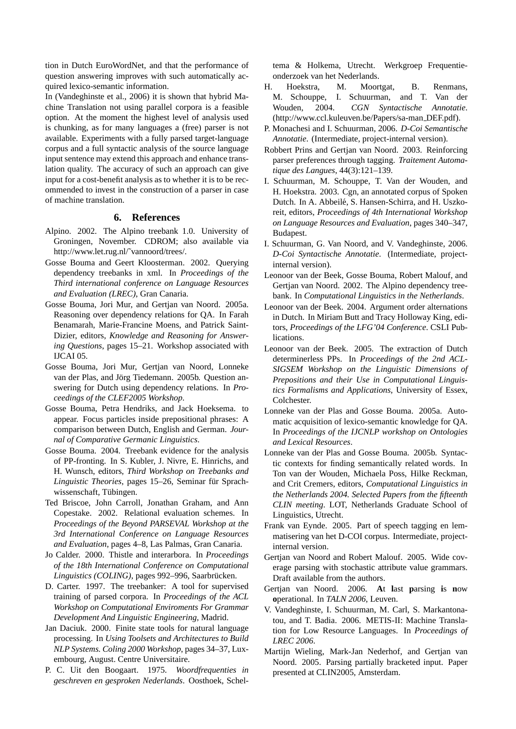tion in Dutch EuroWordNet, and that the performance of question answering improves with such automatically acquired lexico-semantic information.

In (Vandeghinste et al., 2006) it is shown that hybrid Machine Translation not using parallel corpora is a feasible option. At the moment the highest level of analysis used is chunking, as for many languages a (free) parser is not available. Experiments with a fully parsed target-language corpus and a full syntactic analysis of the source language input sentence may extend this approach and enhance translation quality. The accuracy of such an approach can give input for a cost-benefit analysis as to whether it is to be recommended to invest in the construction of a parser in case of machine translation.

## 6. References

Alpino. 2002. The Alpino treebank 1.0. University of Groningen, November. CDROM; also available via http://www.let.rug.nl/˜vannoord/trees/.

Gosse Bouma and Geert Kloosterman. 2002. Querying dependency treebanks in xml. In *Proceedings of the Third international conference on Language Resources and Evaluation (LREC)*, Gran Canaria.

Gosse Bouma, Jori Mur, and Gertjan van Noord. 2005a. Reasoning over dependency relations for QA. In Farah Benamarah, Marie-Francine Moens, and Patrick Saint-Dizier, editors, *Knowledge and Reasoning for Answering Questions*, pages 15–21. Workshop associated with IJCAI 05.

Gosse Bouma, Jori Mur, Gertjan van Noord, Lonneke van der Plas, and Jörg Tiedemann. 2005b. Question answering for Dutch using dependency relations. In *Proceedings of the CLEF2005 Workshop*.

Gosse Bouma, Petra Hendriks, and Jack Hoeksema. to appear. Focus particles inside prepositional phrases: A comparison between Dutch, English and German. *Journal of Comparative Germanic Linguistics*.

Gosse Bouma. 2004. Treebank evidence for the analysis of PP-fronting. In S. Kubler, J. Nivre, E. Hinrichs, and H. Wunsch, editors, *Third Workshop on Treebanks and Linguistic Theories*, pages 15–26, Seminar für Sprachwissenschaft, Tübingen.

Ted Briscoe, John Carroll, Jonathan Graham, and Ann Copestake. 2002. Relational evaluation schemes. In *Proceedings of the Beyond PARSEVAL Workshop at the 3rd International Conference on Language Resources and Evaluation*, pages 4–8, Las Palmas, Gran Canaria.

Jo Calder. 2000. Thistle and interarbora. In *Proceedings of the 18th International Conference on Computational Linguistics (COLING)*, pages 992–996, Saarbrücken.

D. Carter. 1997. The treebanker: A tool for supervised training of parsed corpora. In *Proceedings of the ACL Workshop on Computational Enviroments For Grammar Development And Linguistic Engineering*, Madrid.

Jan Daciuk. 2000. Finite state tools for natural language processing. In *Using Toolsets and Architectures to Build NLP Systems. Coling 2000 Workshop*, pages 34–37, Luxembourg, August. Centre Universitaire.

P. C. Uit den Boogaart. 1975. *Woordfrequenties in geschreven en gesproken Nederlands*. Oosthoek, Scheltema & Holkema, Utrecht. Werkgroep Frequentie-onderzoek van het Nederlands.

H. Hoekstra, M. Moortgat, B. Renmans, M. Schouppe, I. Schuurman, and T. Van der Wouden, 2004. *CGN Syntactische Annotatie*. (http://www.ccl.kuleuven.be/Papers/sa-man_DEF.pdf).

P. Monachesi and I. Schuurman, 2006. *D-Coi Semantische Annotatie*. (Intermediate, project-internal version).

Robbert Prins and Gertjan van Noord. 2003. Reinforcing parser preferences through tagging. *Traitement Automatique des Langues*, 44(3):121–139.

I. Schuurman, M. Schouppe, T. Van der Wouden, and H. Hoekstra. 2003. Cgn, an annotated corpus of Spoken Dutch. In A. Abbeilé, S. Hansen-Schirra, and H. Uszkoreit, editors, *Proceedings of 4th International Workshop on Language Resources and Evaluation*, pages 340–347, Budapest.

I. Schuurman, G. Van Noord, and V. Vandeghinste, 2006. *D-Coi Syntactische Annotatie*. (Intermediate, project-internal version).

Leonoor van der Beek, Gosse Bouma, Robert Malouf, and Gertjan van Noord. 2002. The Alpino dependency treebank. In *Computational Linguistics in the Netherlands*.

Leonoor van der Beek. 2004. Argument order alternations in Dutch. In Miriam Butt and Tracy Holloway King, editors, *Proceedings of the LFG'04 Conference*. CSLI Publications.

Leonoor van der Beek. 2005. The extraction of Dutch determinerless PPs. In *Proceedings of the 2nd ACL-SIGSEM Workshop on the Linguistic Dimensions of Prepositions and their Use in Computational Linguistics Formalisms and Applications*, University of Essex, Colchester.

Lonneke van der Plas and Gosse Bouma. 2005a. Automatic acquisition of lexico-semantic knowledge for QA. In *Proceedings of the IJCNLP workshop on Ontologies and Lexical Resources*.

Lonneke van der Plas and Gosse Bouma. 2005b. Syntactic contexts for finding semantically related words. In Ton van der Wouden, Michaela Poss, Hilke Reckman, and Crit Cremers, editors, *Computational Linguistics in the Netherlands 2004. Selected Papers from the fifteenth CLIN meeting*. LOT, Netherlands Graduate School of Linguistics, Utrecht.

Frank van Eynde. 2005. Part of speech tagging en lemmatisering van het D-COI corpus. Intermediate, project-internal version.

Gertjan van Noord and Robert Malouf. 2005. Wide coverage parsing with stochastic attribute value grammars. Draft available from the authors.

Gertjan van Noord. 2006. **A**t **l**ast **p**arsing **i**s **n**ow **o**perational. In *TALN 2006*, Leuven.

V. Vandeghinste, I. Schuurman, M. Carl, S. Markantonatou, and T. Badia. 2006. METIS-II: Machine Translation for Low Resource Languages. In *Proceedings of LREC 2006*.

Martijn Wieling, Mark-Jan Nederhof, and Gertjan van Noord. 2005. Parsing partially bracketed input. Paper presented at CLIN2005, Amsterdam.